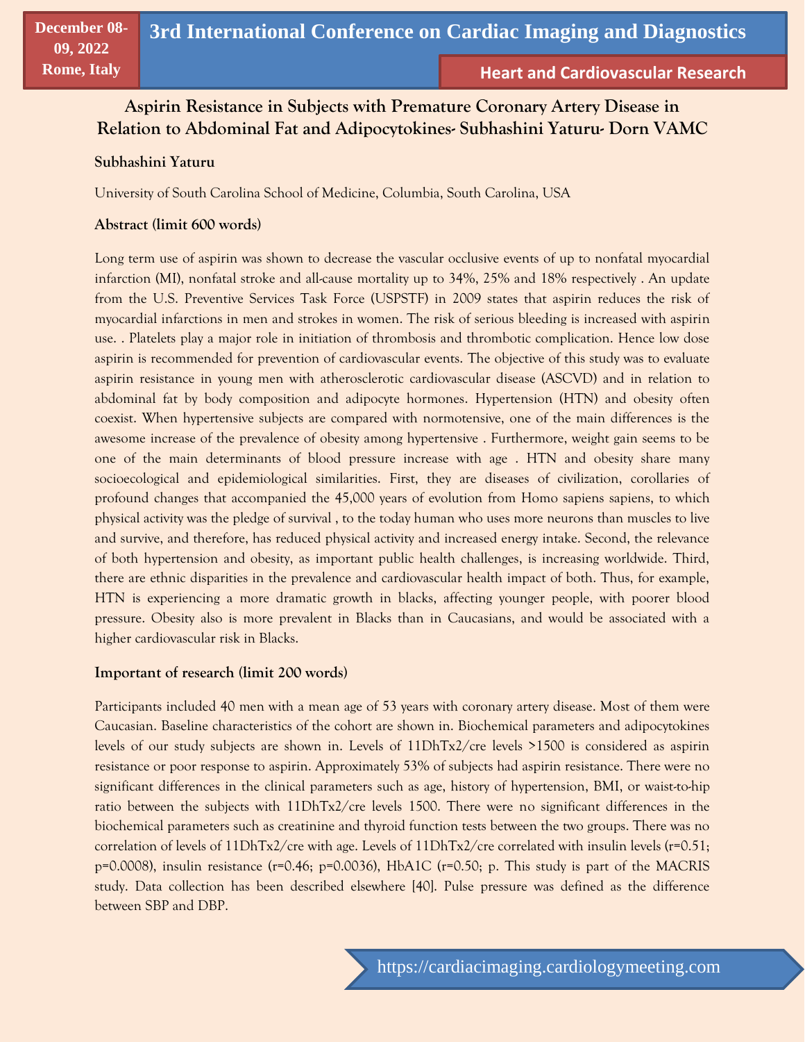# Aspirin Resistance in Subjects with Premature Coronary Artery Disease in Relation to Abdominal Fat and Adipocytokines- Subhashini Yaturu- Dorn VAMC

**Subhashini Yaturu**

University of South Carolina School of Medicine, Columbia, South Carolina, USA

## Abstract (limit 600 words)

Long term use of aspirin was shown to decrease the vascular occlusive events of up to nonfatal myocardial infarction (MI), nonfatal stroke and all-cause mortality up to 34%, 25% and 18% respectively . An update from the U.S. Preventive Services Task Force (USPSTF) in 2009 states that aspirin reduces the risk of myocardial infarctions in men and strokes in women. The risk of serious bleeding is increased with aspirin use. . Platelets play a major role in initiation of thrombosis and thrombotic complication. Hence low dose aspirin is recommended for prevention of cardiovascular events. The objective of this study was to evaluate aspirin resistance in young men with atherosclerotic cardiovascular disease (ASCVD) and in relation to abdominal fat by body composition and adipocyte hormones. Hypertension (HTN) and obesity often coexist. When hypertensive subjects are compared with normotensive, one of the main differences is the awesome increase of the prevalence of obesity among hypertensive . Furthermore, weight gain seems to be one of the main determinants of blood pressure increase with age . HTN and obesity share many socioecological and epidemiological similarities. First, they are diseases of civilization, corollaries of profound changes that accompanied the 45,000 years of evolution from Homo sapiens sapiens, to which physical activity was the pledge of survival , to the today human who uses more neurons than muscles to live and survive, and therefore, has reduced physical activity and increased energy intake. Second, the relevance of both hypertension and obesity, as important public health challenges, is increasing worldwide. Third, there are ethnic disparities in the prevalence and cardiovascular health impact of both. Thus, for example, HTN is experiencing a more dramatic growth in blacks, affecting younger people, with poorer blood pressure. Obesity also is more prevalent in Blacks than in Caucasians, and would be associated with a higher cardiovascular risk in Blacks.

## Important of research (limit 200 words)

Participants included 40 men with a mean age of 53 years with coronary artery disease. Most of them were Caucasian. Baseline characteristics of the cohort are shown in. Biochemical parameters and adipocytokines levels of our study subjects are shown in. Levels of 11DhTx2/cre levels >1500 is considered as aspirin resistance or poor response to aspirin. Approximately 53% of subjects had aspirin resistance. There were no significant differences in the clinical parameters such as age, history of hypertension, BMI, or waist-to-hip ratio between the subjects with 11DhTx2/cre levels 1500. There were no significant differences in the biochemical parameters such as creatinine and thyroid function tests between the two groups. There was no correlation of levels of 11DhTx2/cre with age. Levels of 11DhTx2/cre correlated with insulin levels ($r=0.51$; $p=0.0008$), insulin resistance ($r=0.46$; $p=0.0036$), HbA1C ($r=0.50$; p. This study is part of the MACRIS study. Data collection has been described elsewhere [40]. Pulse pressure was defined as the difference between SBP and DBP.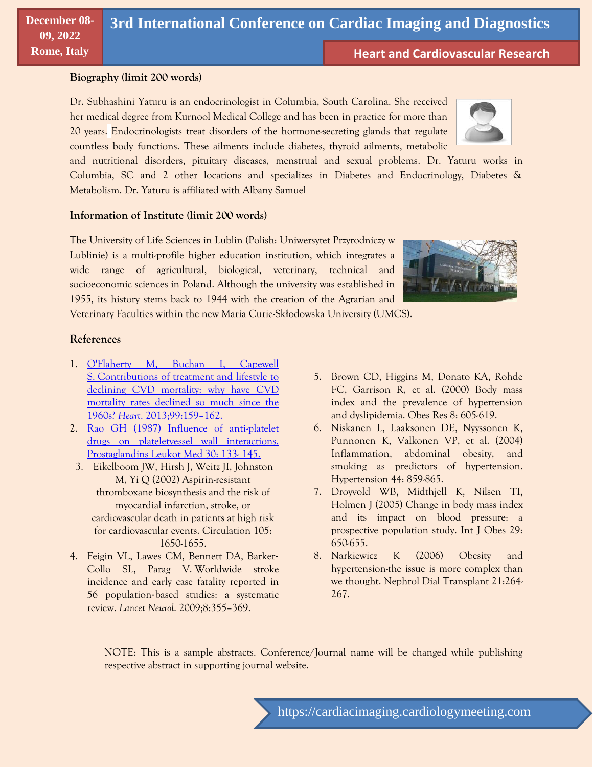## Biography (limit 200 words)

Dr. Subhashini Yaturu is an endocrinologist in Columbia, South Carolina. She received her medical degree from Kurnool Medical College and has been in practice for more than 20 years. Endocrinologists treat disorders of the hormone-secreting glands that regulate countless body functions. These ailments include diabetes, thyroid ailments, metabolic and nutritional disorders, pituitary diseases, menstrual and sexual problems. Dr. Yaturu works in Columbia, SC and 2 other locations and specializes in Diabetes and Endocrinology, Diabetes & Metabolism. Dr. Yaturu is affiliated with Albany Samuel

## Information of Institute (limit 200 words)

The University of Life Sciences in Lublin (Polish: Uniwersytet Przyrodniczy w Lublinie) is a multi-profile higher education institution, which integrates a wide range of agricultural, biological, veterinary, technical and socioeconomic sciences in Poland. Although the university was established in 1955, its history stems back to 1944 with the creation of the Agrarian and Veterinary Faculties within the new Maria Curie-Skłodowska University (UMCS).

## References

1. O'Flaherty M, Buchan I, Capewell S. Contributions of treatment and lifestyle to declining CVD mortality: why have CVD mortality rates declined so much since the 1960s? *Heart*. 2013;99:159–162.
2. Rao GH (1987) Influence of anti-platelet drugs on plateletvessel wall interactions. Prostaglandins Leukot Med 30: 133- 145.
3. Eikelboom JW, Hirsh J, Weitz JI, Johnston M, Yi Q (2002) Aspirin-resistant thromboxane biosynthesis and the risk of myocardial infarction, stroke, or cardiovascular death in patients at high risk for cardiovascular events. Circulation 105: 1650-1655.
4. Feigin VL, Lawes CM, Bennett DA, Barker-Collo SL, Parag V. Worldwide stroke incidence and early case fatality reported in 56 population-based studies: a systematic review. *Lancet Neurol*. 2009;8:355–369.
5. Brown CD, Higgins M, Donato KA, Rohde FC, Garrison R, et al. (2000) Body mass index and the prevalence of hypertension and dyslipidemia. Obes Res 8: 605-619.
6. Niskanen L, Laaksonen DE, Nyyssonen K, Punnonen K, Valkonen VP, et al. (2004) Inflammation, abdominal obesity, and smoking as predictors of hypertension. Hypertension 44: 859-865.
7. Droyvold WB, Midthjell K, Nilsen TI, Holmen J (2005) Change in body mass index and its impact on blood pressure: a prospective population study. Int J Obes 29: 650-655.
8. Narkiewicz K (2006) Obesity and hypertension-the issue is more complex than we thought. Nephrol Dial Transplant 21:264-267.

NOTE: This is a sample abstracts. Conference/Journal name will be changed while publishing respective abstract in supporting journal website.